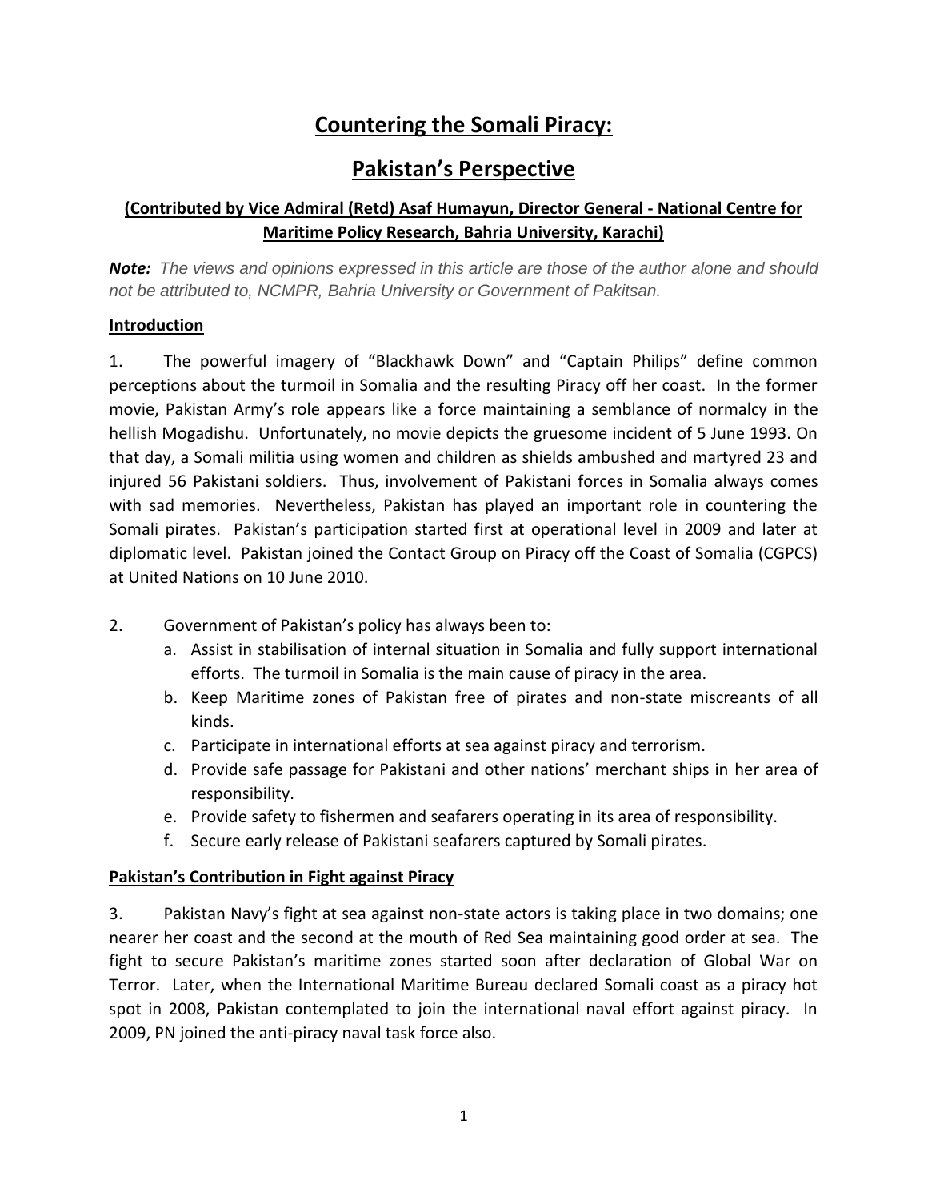# Countering the Somali Piracy:

# Pakistan's Perspective

**(Contributed by Vice Admiral (Retd) Asaf Humayun, Director General - National Centre for Maritime Policy Research, Bahria University, Karachi)**

***Note:*** *The views and opinions expressed in this article are those of the author alone and should not be attributed to, NCMPR, Bahria University or Government of Pakitsan.*

**Introduction**

1. The powerful imagery of "Blackhawk Down" and "Captain Philips" define common perceptions about the turmoil in Somalia and the resulting Piracy off her coast. In the former movie, Pakistan Army's role appears like a force maintaining a semblance of normalcy in the hellish Mogadishu. Unfortunately, no movie depicts the gruesome incident of 5 June 1993. On that day, a Somali militia using women and children as shields ambushed and martyred 23 and injured 56 Pakistani soldiers. Thus, involvement of Pakistani forces in Somalia always comes with sad memories. Nevertheless, Pakistan has played an important role in countering the Somali pirates. Pakistan's participation started first at operational level in 2009 and later at diplomatic level. Pakistan joined the Contact Group on Piracy off the Coast of Somalia (CGPCS) at United Nations on 10 June 2010.

2. Government of Pakistan's policy has always been to:
   a. Assist in stabilisation of internal situation in Somalia and fully support international efforts. The turmoil in Somalia is the main cause of piracy in the area.
   b. Keep Maritime zones of Pakistan free of pirates and non-state miscreants of all kinds.
   c. Participate in international efforts at sea against piracy and terrorism.
   d. Provide safe passage for Pakistani and other nations' merchant ships in her area of responsibility.
   e. Provide safety to fishermen and seafarers operating in its area of responsibility.
   f. Secure early release of Pakistani seafarers captured by Somali pirates.

**Pakistan's Contribution in Fight against Piracy**

3. Pakistan Navy's fight at sea against non-state actors is taking place in two domains; one nearer her coast and the second at the mouth of Red Sea maintaining good order at sea. The fight to secure Pakistan's maritime zones started soon after declaration of Global War on Terror. Later, when the International Maritime Bureau declared Somali coast as a piracy hot spot in 2008, Pakistan contemplated to join the international naval effort against piracy. In 2009, PN joined the anti-piracy naval task force also.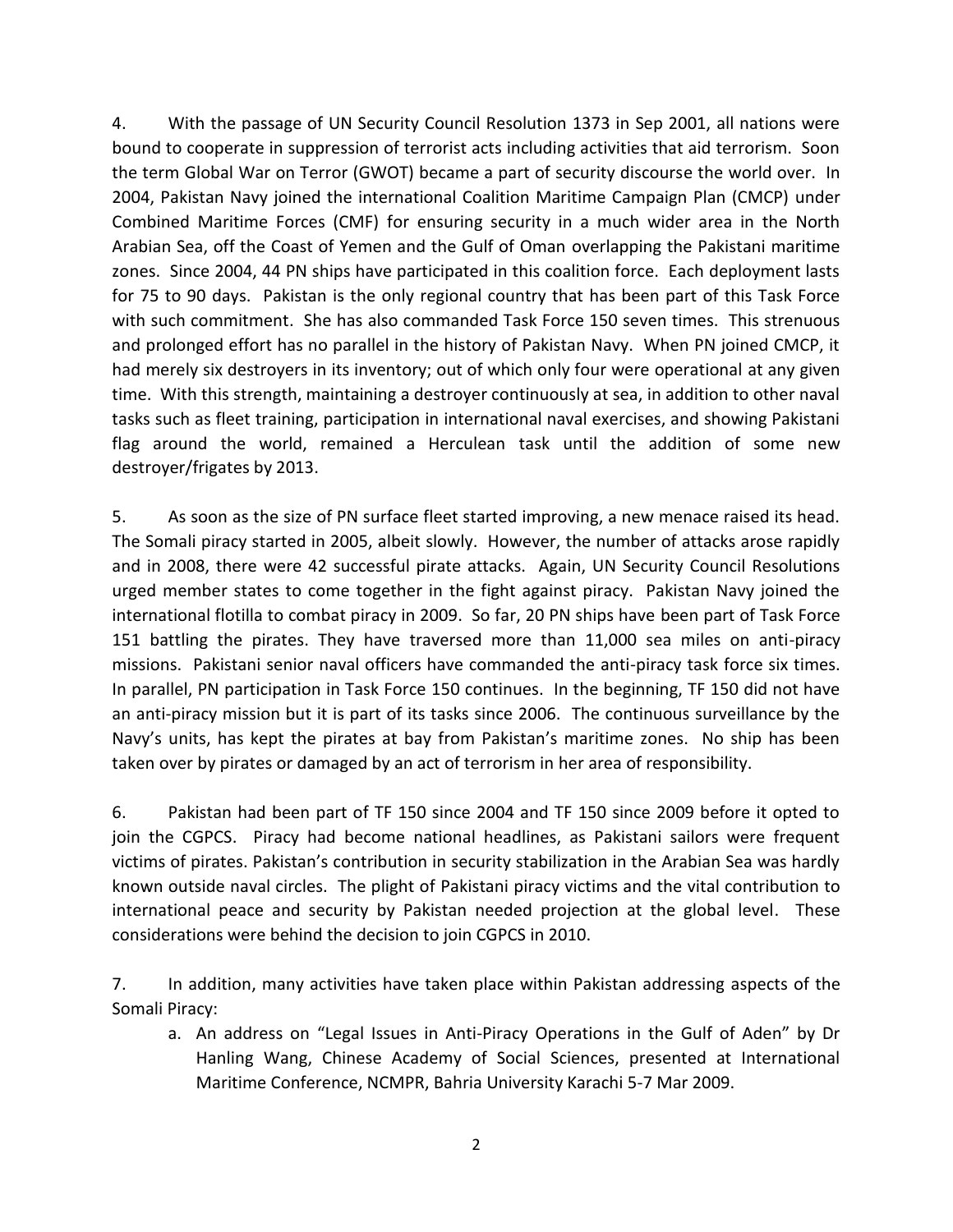4. With the passage of UN Security Council Resolution 1373 in Sep 2001, all nations were bound to cooperate in suppression of terrorist acts including activities that aid terrorism. Soon the term Global War on Terror (GWOT) became a part of security discourse the world over. In 2004, Pakistan Navy joined the international Coalition Maritime Campaign Plan (CMCP) under Combined Maritime Forces (CMF) for ensuring security in a much wider area in the North Arabian Sea, off the Coast of Yemen and the Gulf of Oman overlapping the Pakistani maritime zones. Since 2004, 44 PN ships have participated in this coalition force. Each deployment lasts for 75 to 90 days. Pakistan is the only regional country that has been part of this Task Force with such commitment. She has also commanded Task Force 150 seven times. This strenuous and prolonged effort has no parallel in the history of Pakistan Navy. When PN joined CMCP, it had merely six destroyers in its inventory; out of which only four were operational at any given time. With this strength, maintaining a destroyer continuously at sea, in addition to other naval tasks such as fleet training, participation in international naval exercises, and showing Pakistani flag around the world, remained a Herculean task until the addition of some new destroyer/frigates by 2013.

5. As soon as the size of PN surface fleet started improving, a new menace raised its head. The Somali piracy started in 2005, albeit slowly. However, the number of attacks arose rapidly and in 2008, there were 42 successful pirate attacks. Again, UN Security Council Resolutions urged member states to come together in the fight against piracy. Pakistan Navy joined the international flotilla to combat piracy in 2009. So far, 20 PN ships have been part of Task Force 151 battling the pirates. They have traversed more than 11,000 sea miles on anti-piracy missions. Pakistani senior naval officers have commanded the anti-piracy task force six times. In parallel, PN participation in Task Force 150 continues. In the beginning, TF 150 did not have an anti-piracy mission but it is part of its tasks since 2006. The continuous surveillance by the Navy's units, has kept the pirates at bay from Pakistan's maritime zones. No ship has been taken over by pirates or damaged by an act of terrorism in her area of responsibility.

6. Pakistan had been part of TF 150 since 2004 and TF 150 since 2009 before it opted to join the CGPCS. Piracy had become national headlines, as Pakistani sailors were frequent victims of pirates. Pakistan's contribution in security stabilization in the Arabian Sea was hardly known outside naval circles. The plight of Pakistani piracy victims and the vital contribution to international peace and security by Pakistan needed projection at the global level. These considerations were behind the decision to join CGPCS in 2010.

7. In addition, many activities have taken place within Pakistan addressing aspects of the Somali Piracy:

a. An address on "Legal Issues in Anti-Piracy Operations in the Gulf of Aden" by Dr Hanling Wang, Chinese Academy of Social Sciences, presented at International Maritime Conference, NCMPR, Bahria University Karachi 5-7 Mar 2009.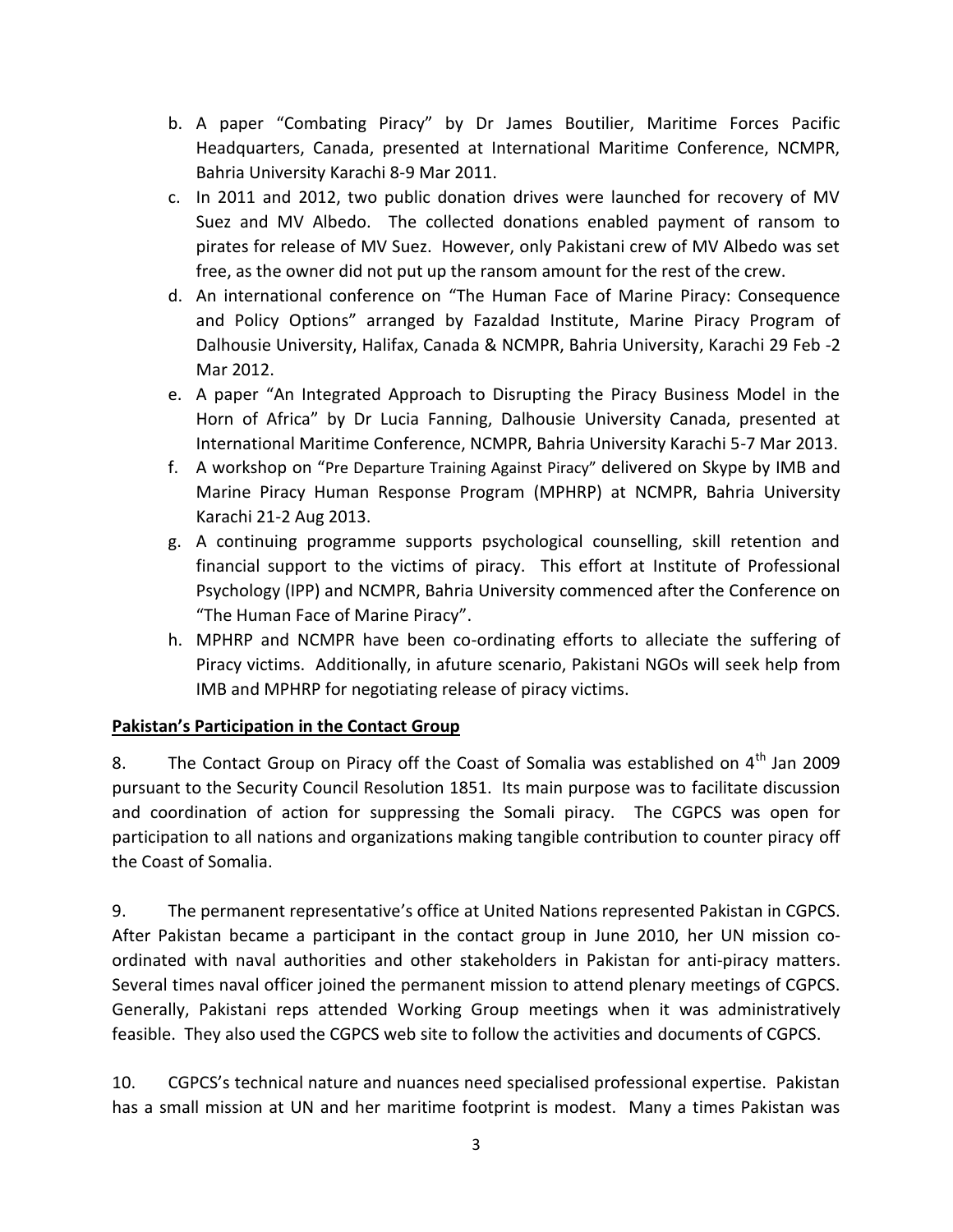b. A paper "Combating Piracy" by Dr James Boutilier, Maritime Forces Pacific Headquarters, Canada, presented at International Maritime Conference, NCMPR, Bahria University Karachi 8-9 Mar 2011.
c. In 2011 and 2012, two public donation drives were launched for recovery of MV Suez and MV Albedo. The collected donations enabled payment of ransom to pirates for release of MV Suez. However, only Pakistani crew of MV Albedo was set free, as the owner did not put up the ransom amount for the rest of the crew.
d. An international conference on "The Human Face of Marine Piracy: Consequence and Policy Options" arranged by Fazaldad Institute, Marine Piracy Program of Dalhousie University, Halifax, Canada & NCMPR, Bahria University, Karachi 29 Feb -2 Mar 2012.
e. A paper "An Integrated Approach to Disrupting the Piracy Business Model in the Horn of Africa" by Dr Lucia Fanning, Dalhousie University Canada, presented at International Maritime Conference, NCMPR, Bahria University Karachi 5-7 Mar 2013.
f. A workshop on "Pre Departure Training Against Piracy" delivered on Skype by IMB and Marine Piracy Human Response Program (MPHRP) at NCMPR, Bahria University Karachi 21-2 Aug 2013.
g. A continuing programme supports psychological counselling, skill retention and financial support to the victims of piracy. This effort at Institute of Professional Psychology (IPP) and NCMPR, Bahria University commenced after the Conference on "The Human Face of Marine Piracy".
h. MPHRP and NCMPR have been co-ordinating efforts to alleciate the suffering of Piracy victims. Additionally, in afuture scenario, Pakistani NGOs will seek help from IMB and MPHRP for negotiating release of piracy victims.

**Pakistan's Participation in the Contact Group**

8. The Contact Group on Piracy off the Coast of Somalia was established on 4th Jan 2009 pursuant to the Security Council Resolution 1851. Its main purpose was to facilitate discussion and coordination of action for suppressing the Somali piracy. The CGPCS was open for participation to all nations and organizations making tangible contribution to counter piracy off the Coast of Somalia.

9. The permanent representative's office at United Nations represented Pakistan in CGPCS. After Pakistan became a participant in the contact group in June 2010, her UN mission co-ordinated with naval authorities and other stakeholders in Pakistan for anti-piracy matters. Several times naval officer joined the permanent mission to attend plenary meetings of CGPCS. Generally, Pakistani reps attended Working Group meetings when it was administratively feasible. They also used the CGPCS web site to follow the activities and documents of CGPCS.

10. CGPCS's technical nature and nuances need specialised professional expertise. Pakistan has a small mission at UN and her maritime footprint is modest. Many a times Pakistan was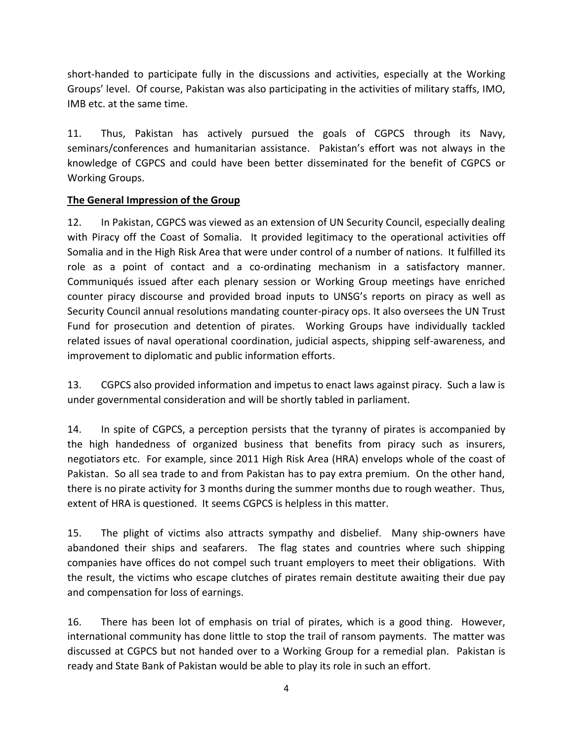short-handed to participate fully in the discussions and activities, especially at the Working Groups' level. Of course, Pakistan was also participating in the activities of military staffs, IMO, IMB etc. at the same time.

11. Thus, Pakistan has actively pursued the goals of CGPCS through its Navy, seminars/conferences and humanitarian assistance. Pakistan's effort was not always in the knowledge of CGPCS and could have been better disseminated for the benefit of CGPCS or Working Groups.

**The General Impression of the Group**

12. In Pakistan, CGPCS was viewed as an extension of UN Security Council, especially dealing with Piracy off the Coast of Somalia. It provided legitimacy to the operational activities off Somalia and in the High Risk Area that were under control of a number of nations. It fulfilled its role as a point of contact and a co-ordinating mechanism in a satisfactory manner. Communiqués issued after each plenary session or Working Group meetings have enriched counter piracy discourse and provided broad inputs to UNSG's reports on piracy as well as Security Council annual resolutions mandating counter-piracy ops. It also oversees the UN Trust Fund for prosecution and detention of pirates. Working Groups have individually tackled related issues of naval operational coordination, judicial aspects, shipping self-awareness, and improvement to diplomatic and public information efforts.

13. CGPCS also provided information and impetus to enact laws against piracy. Such a law is under governmental consideration and will be shortly tabled in parliament.

14. In spite of CGPCS, a perception persists that the tyranny of pirates is accompanied by the high handedness of organized business that benefits from piracy such as insurers, negotiators etc. For example, since 2011 High Risk Area (HRA) envelops whole of the coast of Pakistan. So all sea trade to and from Pakistan has to pay extra premium. On the other hand, there is no pirate activity for 3 months during the summer months due to rough weather. Thus, extent of HRA is questioned. It seems CGPCS is helpless in this matter.

15. The plight of victims also attracts sympathy and disbelief. Many ship-owners have abandoned their ships and seafarers. The flag states and countries where such shipping companies have offices do not compel such truant employers to meet their obligations. With the result, the victims who escape clutches of pirates remain destitute awaiting their due pay and compensation for loss of earnings.

16. There has been lot of emphasis on trial of pirates, which is a good thing. However, international community has done little to stop the trail of ransom payments. The matter was discussed at CGPCS but not handed over to a Working Group for a remedial plan. Pakistan is ready and State Bank of Pakistan would be able to play its role in such an effort.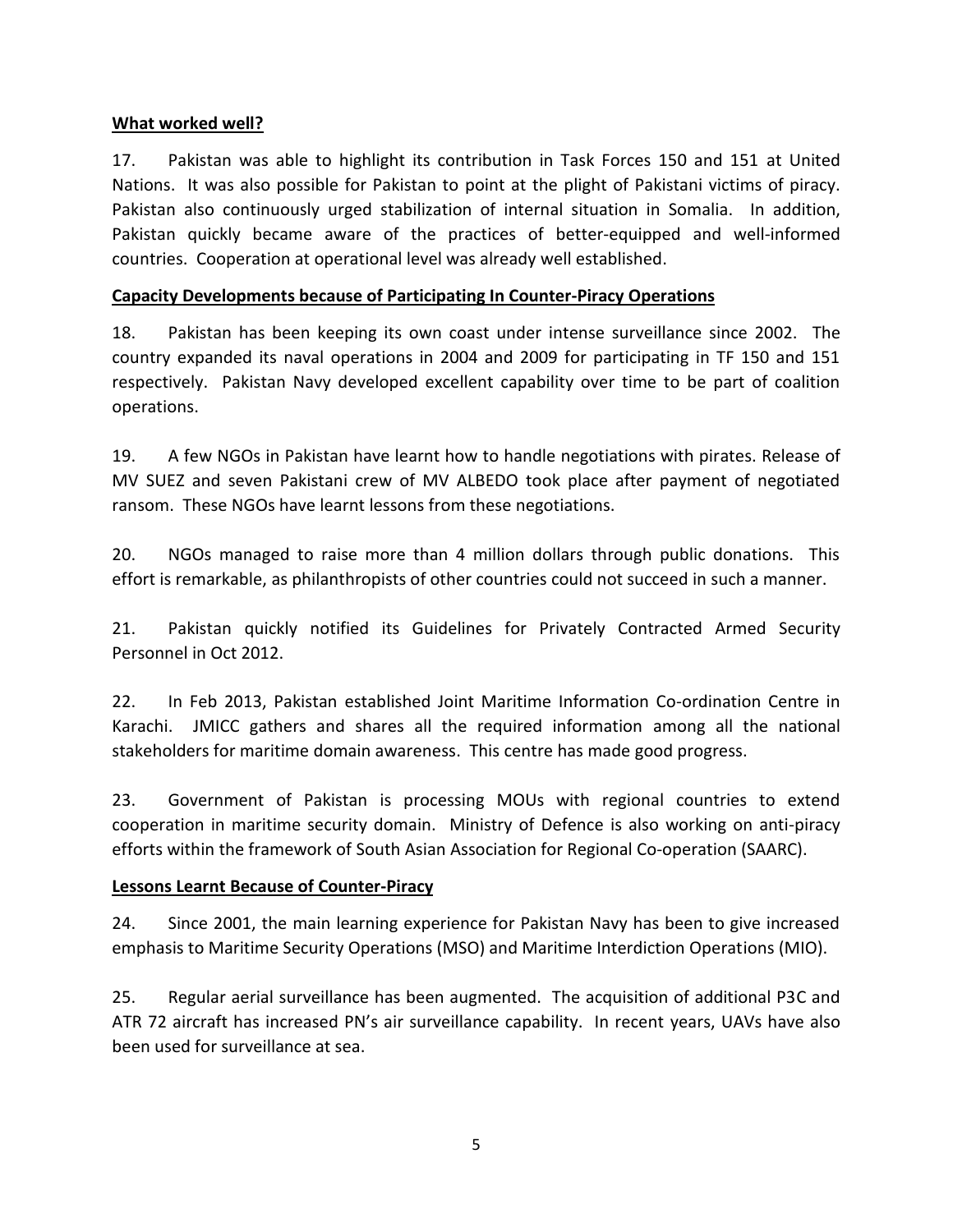**What worked well?**

17. Pakistan was able to highlight its contribution in Task Forces 150 and 151 at United Nations. It was also possible for Pakistan to point at the plight of Pakistani victims of piracy. Pakistan also continuously urged stabilization of internal situation in Somalia. In addition, Pakistan quickly became aware of the practices of better-equipped and well-informed countries. Cooperation at operational level was already well established.

**Capacity Developments because of Participating In Counter-Piracy Operations**

18. Pakistan has been keeping its own coast under intense surveillance since 2002. The country expanded its naval operations in 2004 and 2009 for participating in TF 150 and 151 respectively. Pakistan Navy developed excellent capability over time to be part of coalition operations.

19. A few NGOs in Pakistan have learnt how to handle negotiations with pirates. Release of MV SUEZ and seven Pakistani crew of MV ALBEDO took place after payment of negotiated ransom. These NGOs have learnt lessons from these negotiations.

20. NGOs managed to raise more than 4 million dollars through public donations. This effort is remarkable, as philanthropists of other countries could not succeed in such a manner.

21. Pakistan quickly notified its Guidelines for Privately Contracted Armed Security Personnel in Oct 2012.

22. In Feb 2013, Pakistan established Joint Maritime Information Co-ordination Centre in Karachi. JMICC gathers and shares all the required information among all the national stakeholders for maritime domain awareness. This centre has made good progress.

23. Government of Pakistan is processing MOUs with regional countries to extend cooperation in maritime security domain. Ministry of Defence is also working on anti-piracy efforts within the framework of South Asian Association for Regional Co-operation (SAARC).

**Lessons Learnt Because of Counter-Piracy**

24. Since 2001, the main learning experience for Pakistan Navy has been to give increased emphasis to Maritime Security Operations (MSO) and Maritime Interdiction Operations (MIO).

25. Regular aerial surveillance has been augmented. The acquisition of additional P3C and ATR 72 aircraft has increased PN's air surveillance capability. In recent years, UAVs have also been used for surveillance at sea.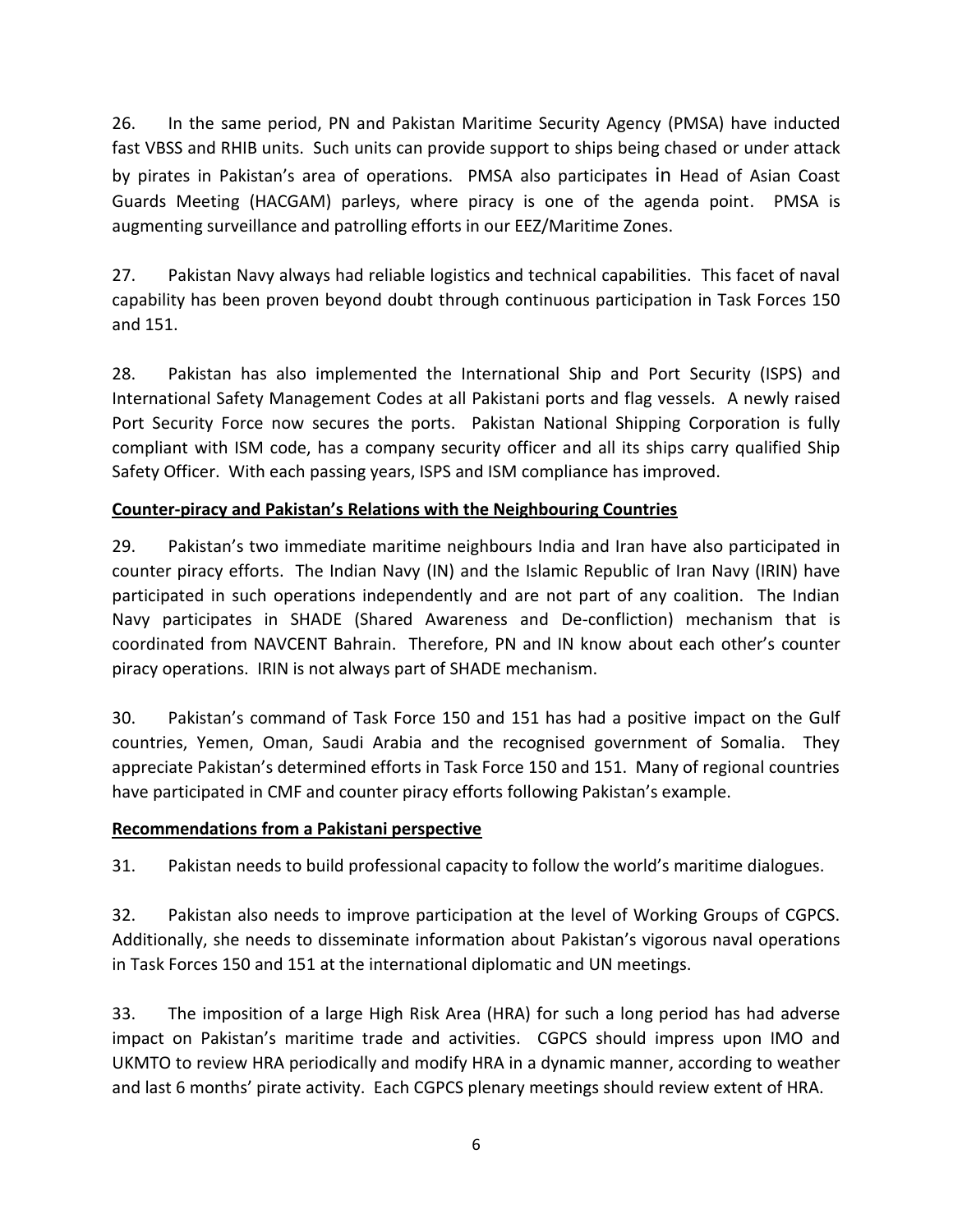26. In the same period, PN and Pakistan Maritime Security Agency (PMSA) have inducted fast VBSS and RHIB units. Such units can provide support to ships being chased or under attack by pirates in Pakistan's area of operations. PMSA also participates in Head of Asian Coast Guards Meeting (HACGAM) parleys, where piracy is one of the agenda point. PMSA is augmenting surveillance and patrolling efforts in our EEZ/Maritime Zones.

27. Pakistan Navy always had reliable logistics and technical capabilities. This facet of naval capability has been proven beyond doubt through continuous participation in Task Forces 150 and 151.

28. Pakistan has also implemented the International Ship and Port Security (ISPS) and International Safety Management Codes at all Pakistani ports and flag vessels. A newly raised Port Security Force now secures the ports. Pakistan National Shipping Corporation is fully compliant with ISM code, has a company security officer and all its ships carry qualified Ship Safety Officer. With each passing years, ISPS and ISM compliance has improved.

**<u>Counter-piracy and Pakistan's Relations with the Neighbouring Countries</u>**

29. Pakistan's two immediate maritime neighbours India and Iran have also participated in counter piracy efforts. The Indian Navy (IN) and the Islamic Republic of Iran Navy (IRIN) have participated in such operations independently and are not part of any coalition. The Indian Navy participates in SHADE (Shared Awareness and De-confliction) mechanism that is coordinated from NAVCENT Bahrain. Therefore, PN and IN know about each other's counter piracy operations. IRIN is not always part of SHADE mechanism.

30. Pakistan's command of Task Force 150 and 151 has had a positive impact on the Gulf countries, Yemen, Oman, Saudi Arabia and the recognised government of Somalia. They appreciate Pakistan's determined efforts in Task Force 150 and 151. Many of regional countries have participated in CMF and counter piracy efforts following Pakistan's example.

**<u>Recommendations from a Pakistani perspective</u>**

31. Pakistan needs to build professional capacity to follow the world's maritime dialogues.

32. Pakistan also needs to improve participation at the level of Working Groups of CGPCS. Additionally, she needs to disseminate information about Pakistan's vigorous naval operations in Task Forces 150 and 151 at the international diplomatic and UN meetings.

33. The imposition of a large High Risk Area (HRA) for such a long period has had adverse impact on Pakistan's maritime trade and activities. CGPCS should impress upon IMO and UKMTO to review HRA periodically and modify HRA in a dynamic manner, according to weather and last 6 months' pirate activity. Each CGPCS plenary meetings should review extent of HRA.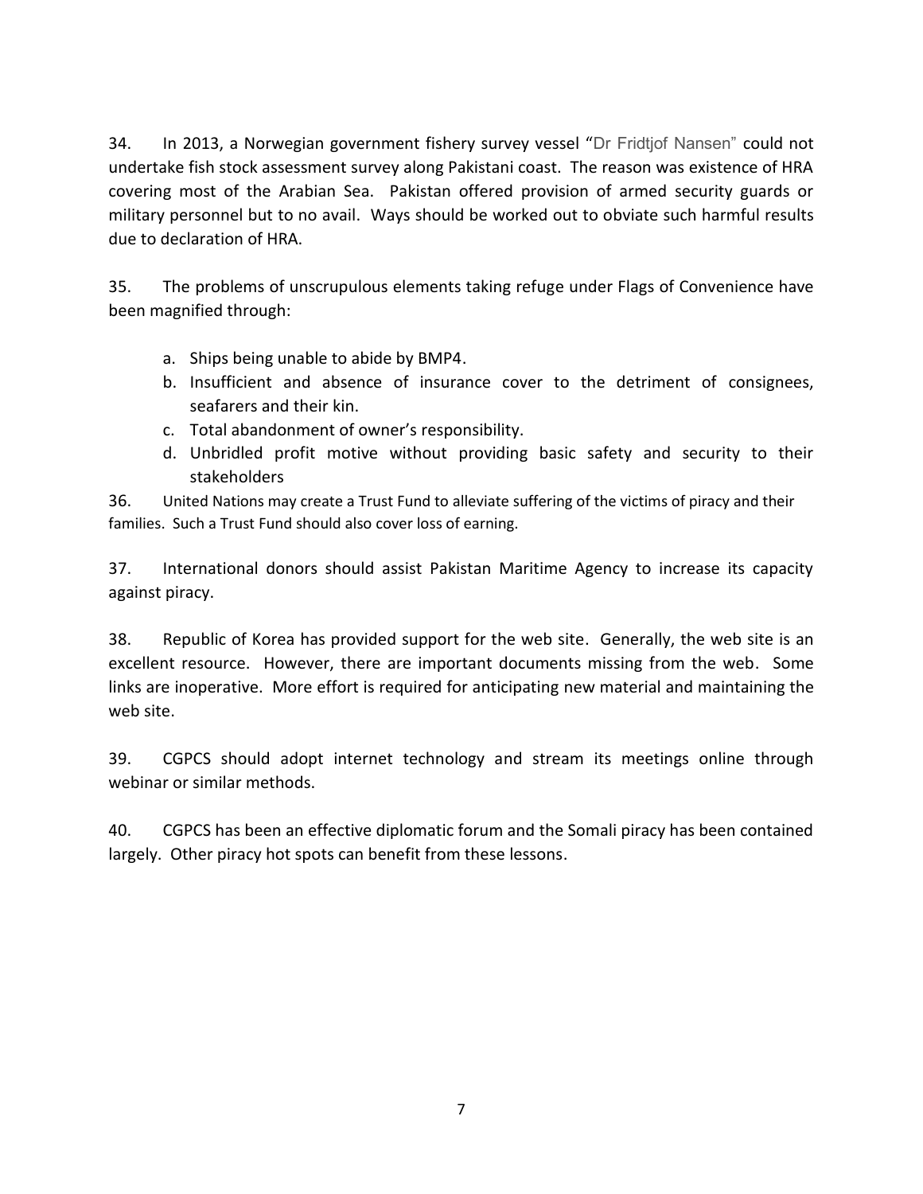34. In 2013, a Norwegian government fishery survey vessel "Dr Fridtjof Nansen" could not undertake fish stock assessment survey along Pakistani coast. The reason was existence of HRA covering most of the Arabian Sea. Pakistan offered provision of armed security guards or military personnel but to no avail. Ways should be worked out to obviate such harmful results due to declaration of HRA.

35. The problems of unscrupulous elements taking refuge under Flags of Convenience have been magnified through:

a. Ships being unable to abide by BMP4.
b. Insufficient and absence of insurance cover to the detriment of consignees, seafarers and their kin.
c. Total abandonment of owner's responsibility.
d. Unbridled profit motive without providing basic safety and security to their stakeholders

36. United Nations may create a Trust Fund to alleviate suffering of the victims of piracy and their families. Such a Trust Fund should also cover loss of earning.

37. International donors should assist Pakistan Maritime Agency to increase its capacity against piracy.

38. Republic of Korea has provided support for the web site. Generally, the web site is an excellent resource. However, there are important documents missing from the web. Some links are inoperative. More effort is required for anticipating new material and maintaining the web site.

39. CGPCS should adopt internet technology and stream its meetings online through webinar or similar methods.

40. CGPCS has been an effective diplomatic forum and the Somali piracy has been contained largely. Other piracy hot spots can benefit from these lessons.